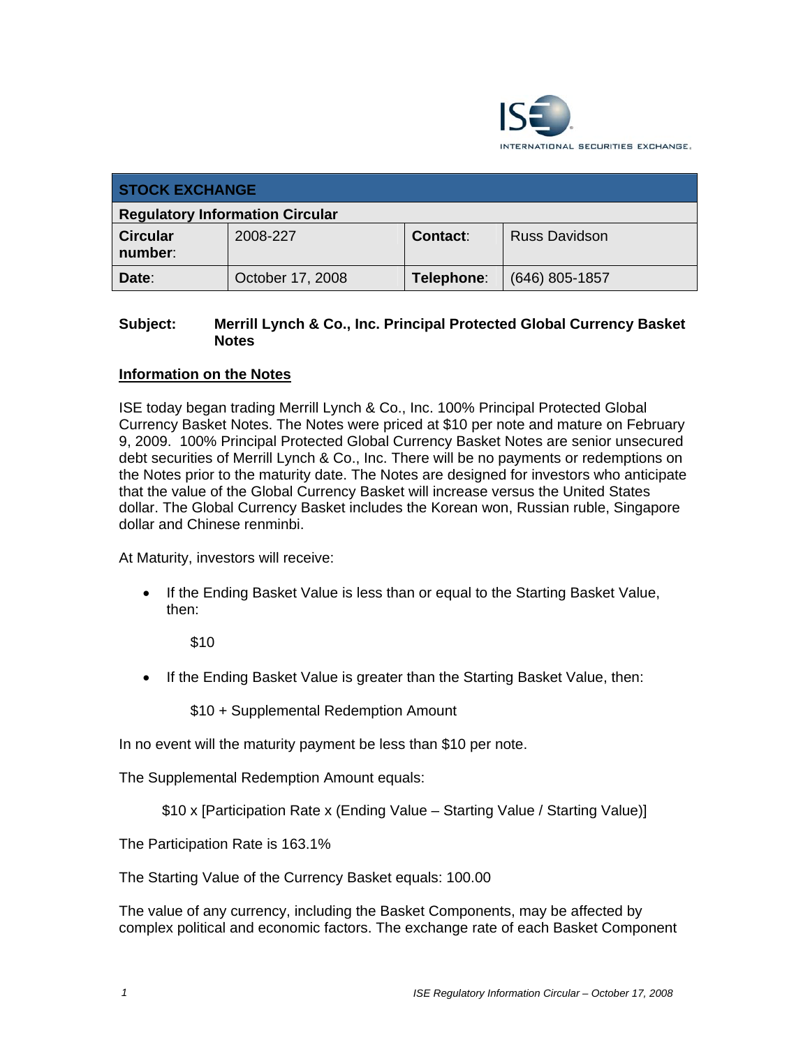| STOCK EXCHANGE | | | |
|---|---|---|---|
| **Regulatory Information Circular** | | | |
| **Circular number**: | 2008-227 | **Contact**: | Russ Davidson |
| **Date**: | October 17, 2008 | **Telephone**: | (646) 805-1857 |

**Subject:** **Merrill Lynch & Co., Inc. Principal Protected Global Currency Basket Notes**

## Information on the Notes

ISE today began trading Merrill Lynch & Co., Inc. 100% Principal Protected Global Currency Basket Notes. The Notes were priced at $10 per note and mature on February 9, 2009. 100% Principal Protected Global Currency Basket Notes are senior unsecured debt securities of Merrill Lynch & Co., Inc. There will be no payments or redemptions on the Notes prior to the maturity date. The Notes are designed for investors who anticipate that the value of the Global Currency Basket will increase versus the United States dollar. The Global Currency Basket includes the Korean won, Russian ruble, Singapore dollar and Chinese renminbi.

At Maturity, investors will receive:

- If the Ending Basket Value is less than or equal to the Starting Basket Value, then:

  $10

- If the Ending Basket Value is greater than the Starting Basket Value, then:

  $10 + Supplemental Redemption Amount

In no event will the maturity payment be less than $10 per note.

The Supplemental Redemption Amount equals:

$10 x [Participation Rate x (Ending Value – Starting Value / Starting Value)]

The Participation Rate is 163.1%

The Starting Value of the Currency Basket equals: 100.00

The value of any currency, including the Basket Components, may be affected by complex political and economic factors. The exchange rate of each Basket Component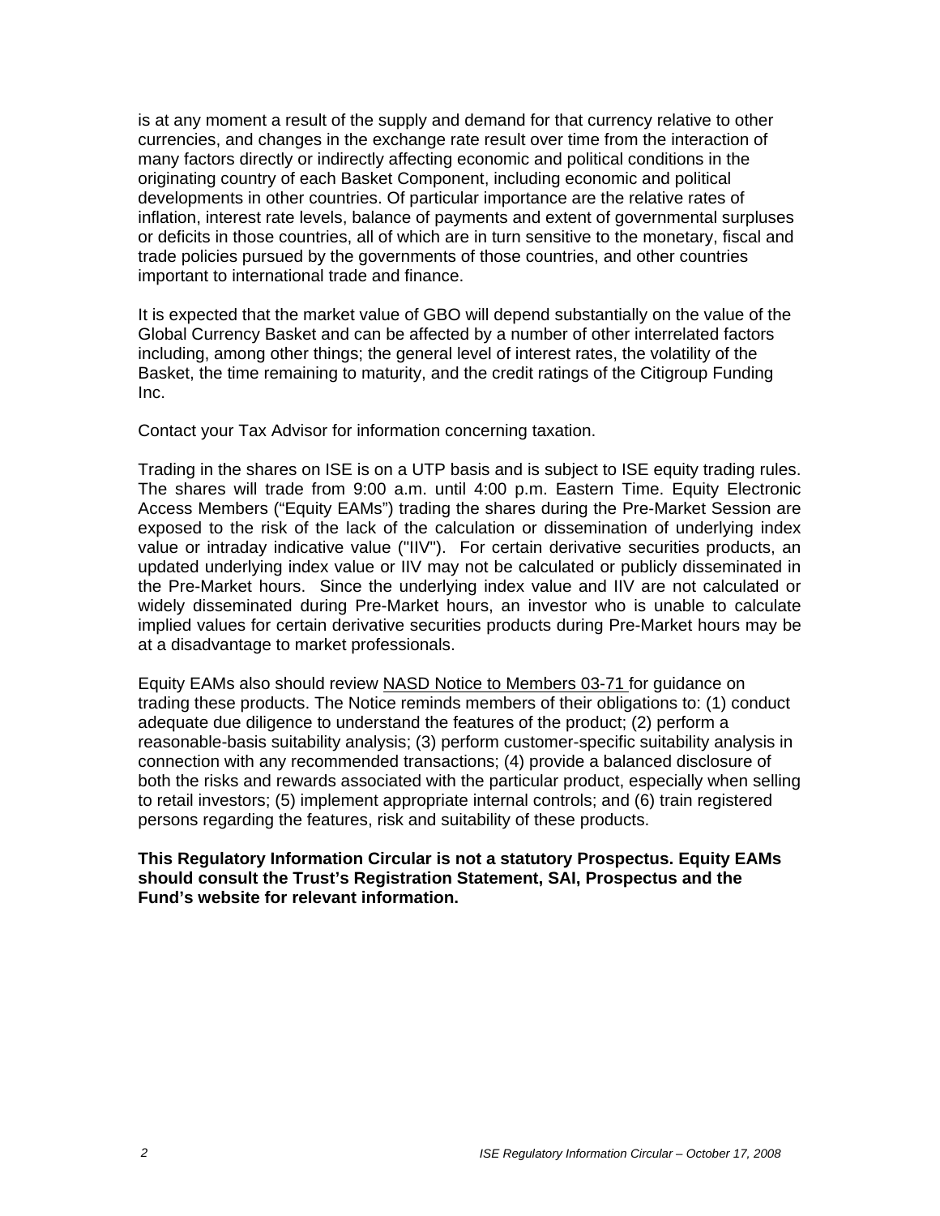is at any moment a result of the supply and demand for that currency relative to other currencies, and changes in the exchange rate result over time from the interaction of many factors directly or indirectly affecting economic and political conditions in the originating country of each Basket Component, including economic and political developments in other countries. Of particular importance are the relative rates of inflation, interest rate levels, balance of payments and extent of governmental surpluses or deficits in those countries, all of which are in turn sensitive to the monetary, fiscal and trade policies pursued by the governments of those countries, and other countries important to international trade and finance.

It is expected that the market value of GBO will depend substantially on the value of the Global Currency Basket and can be affected by a number of other interrelated factors including, among other things; the general level of interest rates, the volatility of the Basket, the time remaining to maturity, and the credit ratings of the Citigroup Funding Inc.

Contact your Tax Advisor for information concerning taxation.

Trading in the shares on ISE is on a UTP basis and is subject to ISE equity trading rules. The shares will trade from 9:00 a.m. until 4:00 p.m. Eastern Time. Equity Electronic Access Members ("Equity EAMs") trading the shares during the Pre-Market Session are exposed to the risk of the lack of the calculation or dissemination of underlying index value or intraday indicative value ("IIV"). For certain derivative securities products, an updated underlying index value or IIV may not be calculated or publicly disseminated in the Pre-Market hours. Since the underlying index value and IIV are not calculated or widely disseminated during Pre-Market hours, an investor who is unable to calculate implied values for certain derivative securities products during Pre-Market hours may be at a disadvantage to market professionals.

Equity EAMs also should review NASD Notice to Members 03-71 for guidance on trading these products. The Notice reminds members of their obligations to: (1) conduct adequate due diligence to understand the features of the product; (2) perform a reasonable-basis suitability analysis; (3) perform customer-specific suitability analysis in connection with any recommended transactions; (4) provide a balanced disclosure of both the risks and rewards associated with the particular product, especially when selling to retail investors; (5) implement appropriate internal controls; and (6) train registered persons regarding the features, risk and suitability of these products.

**This Regulatory Information Circular is not a statutory Prospectus. Equity EAMs should consult the Trust's Registration Statement, SAI, Prospectus and the Fund's website for relevant information.**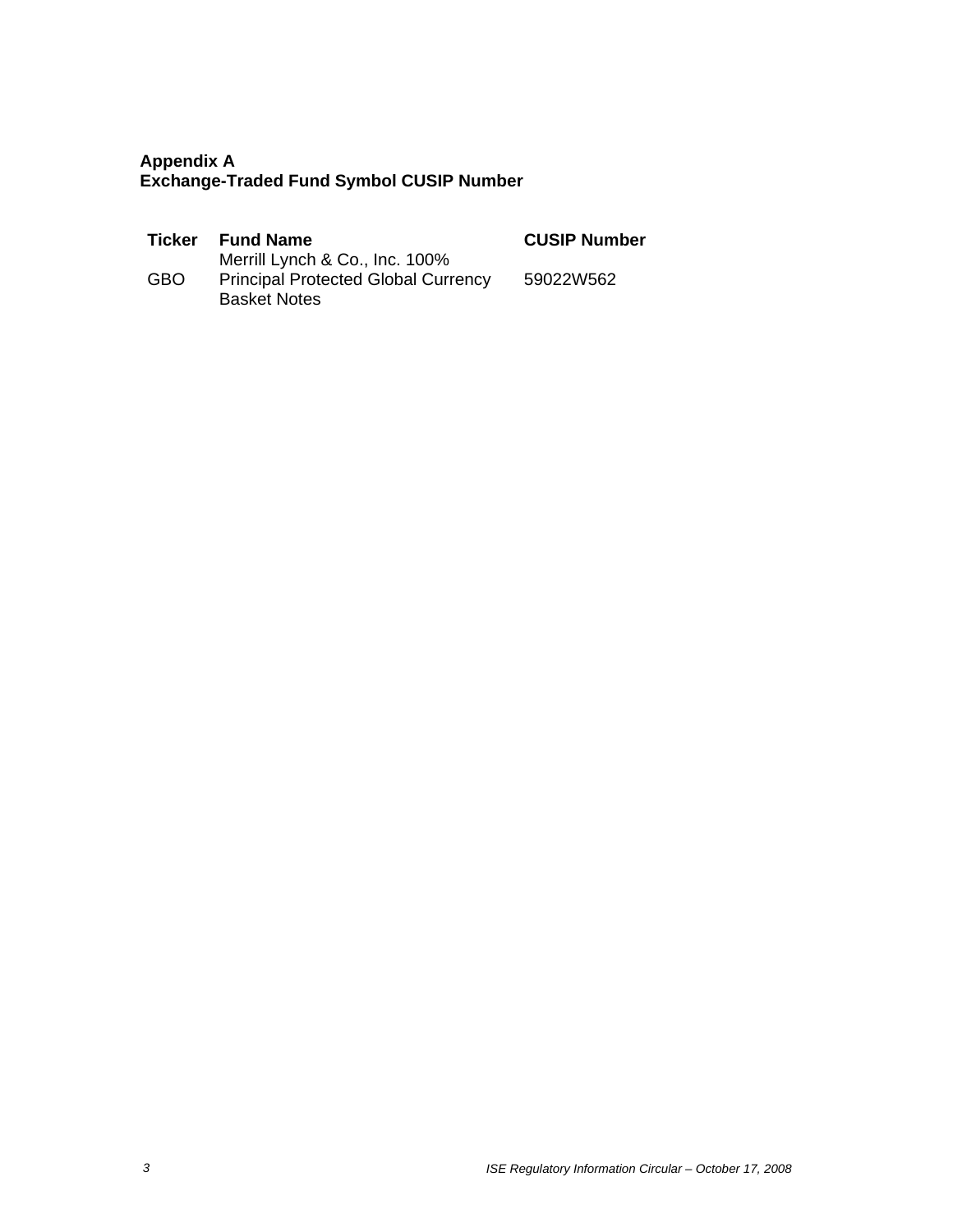**Appendix A**
**Exchange-Traded Fund Symbol CUSIP Number**

| Ticker | Fund Name | CUSIP Number |
|---|---|---|
| GBO | Merrill Lynch & Co., Inc. 100% Principal Protected Global Currency Basket Notes | 59022W562 |